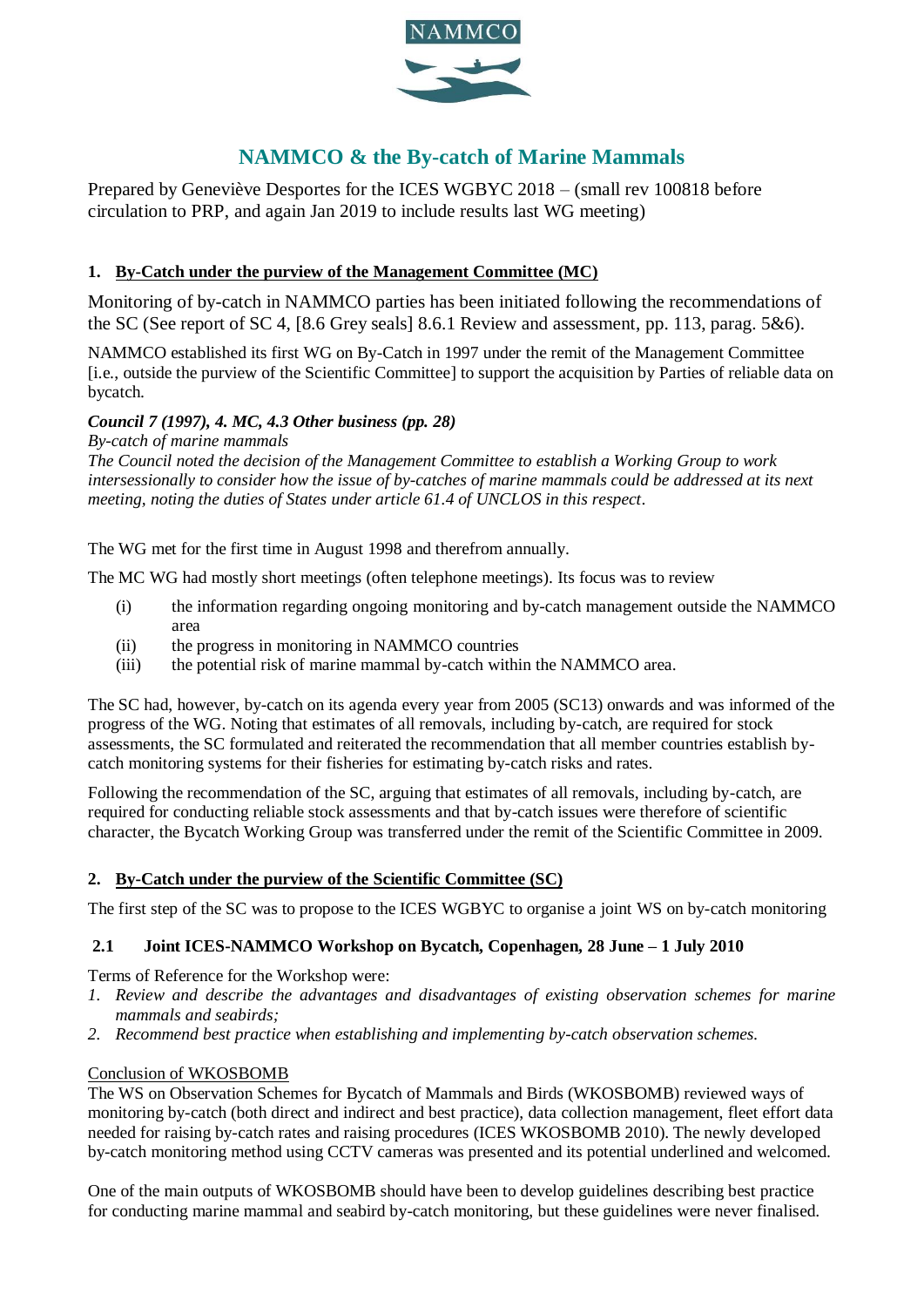NAMMCO

# NAMMCO & the By-catch of Marine Mammals

Prepared by Geneviève Desportes for the ICES WGBYC 2018 – (small rev 100818 before circulation to PRP, and again Jan 2019 to include results last WG meeting)

## 1. By-Catch under the purview of the Management Committee (MC)

Monitoring of by-catch in NAMMCO parties has been initiated following the recommendations of the SC (See report of SC 4, [8.6 Grey seals] 8.6.1 Review and assessment, pp. 113, parag. 5&6).

NAMMCO established its first WG on By-Catch in 1997 under the remit of the Management Committee [i.e., outside the purview of the Scientific Committee] to support the acquisition by Parties of reliable data on bycatch.

***Council 7 (1997), 4. MC, 4.3 Other business (pp. 28)***

*By-catch of marine mammals*

*The Council noted the decision of the Management Committee to establish a Working Group to work intersessionally to consider how the issue of by-catches of marine mammals could be addressed at its next meeting, noting the duties of States under article 61.4 of UNCLOS in this respect.*

The WG met for the first time in August 1998 and therefrom annually.

The MC WG had mostly short meetings (often telephone meetings). Its focus was to review

- (i) the information regarding ongoing monitoring and by-catch management outside the NAMMCO area
- (ii) the progress in monitoring in NAMMCO countries
- (iii) the potential risk of marine mammal by-catch within the NAMMCO area.

The SC had, however, by-catch on its agenda every year from 2005 (SC13) onwards and was informed of the progress of the WG. Noting that estimates of all removals, including by-catch, are required for stock assessments, the SC formulated and reiterated the recommendation that all member countries establish by-catch monitoring systems for their fisheries for estimating by-catch risks and rates.

Following the recommendation of the SC, arguing that estimates of all removals, including by-catch, are required for conducting reliable stock assessments and that by-catch issues were therefore of scientific character, the Bycatch Working Group was transferred under the remit of the Scientific Committee in 2009.

## 2. By-Catch under the purview of the Scientific Committee (SC)

The first step of the SC was to propose to the ICES WGBYC to organise a joint WS on by-catch monitoring

### 2.1 Joint ICES-NAMMCO Workshop on Bycatch, Copenhagen, 28 June – 1 July 2010

Terms of Reference for the Workshop were:

1. *Review and describe the advantages and disadvantages of existing observation schemes for marine mammals and seabirds;*
2. *Recommend best practice when establishing and implementing by-catch observation schemes.*

Conclusion of WKOSBOMB

The WS on Observation Schemes for Bycatch of Mammals and Birds (WKOSBOMB) reviewed ways of monitoring by-catch (both direct and indirect and best practice), data collection management, fleet effort data needed for raising by-catch rates and raising procedures (ICES WKOSBOMB 2010). The newly developed by-catch monitoring method using CCTV cameras was presented and its potential underlined and welcomed.

One of the main outputs of WKOSBOMB should have been to develop guidelines describing best practice for conducting marine mammal and seabird by-catch monitoring, but these guidelines were never finalised.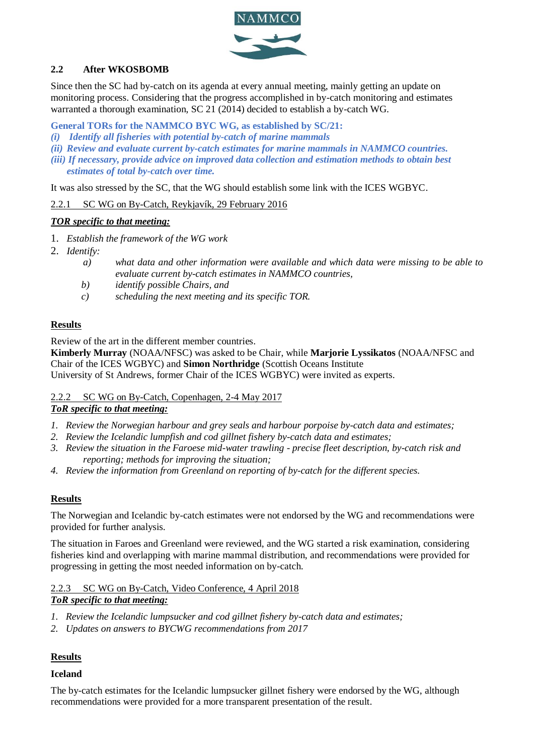## 2.2 After WKOSBOMB

Since then the SC had by-catch on its agenda at every annual meeting, mainly getting an update on monitoring process. Considering that the progress accomplished in by-catch monitoring and estimates warranted a thorough examination, SC 21 (2014) decided to establish a by-catch WG.

**General TORs for the NAMMCO BYC WG, as established by SC/21:**

***(i) Identify all fisheries with potential by-catch of marine mammals***
***(ii) Review and evaluate current by-catch estimates for marine mammals in NAMMCO countries.***
***(iii) If necessary, provide advice on improved data collection and estimation methods to obtain best estimates of total by-catch over time.***

It was also stressed by the SC, that the WG should establish some link with the ICES WGBYC.

### 2.2.1 SC WG on By-Catch, Reykjavík, 29 February 2016

***TOR specific to that meeting:***

1. *Establish the framework of the WG work*
2. *Identify:*
   a) *what data and other information were available and which data were missing to be able to evaluate current by-catch estimates in NAMMCO countries,*
   b) *identify possible Chairs, and*
   c) *scheduling the next meeting and its specific TOR.*

**Results**

Review of the art in the different member countries.
**Kimberly Murray** (NOAA/NFSC) was asked to be Chair, while **Marjorie Lyssikatos** (NOAA/NFSC and Chair of the ICES WGBYC) and **Simon Northridge** (Scottish Oceans Institute University of St Andrews, former Chair of the ICES WGBYC) were invited as experts.

### 2.2.2 SC WG on By-Catch, Copenhagen, 2-4 May 2017

***ToR specific to that meeting:***

1. *Review the Norwegian harbour and grey seals and harbour porpoise by-catch data and estimates;*
2. *Review the Icelandic lumpfish and cod gillnet fishery by-catch data and estimates;*
3. *Review the situation in the Faroese mid-water trawling - precise fleet description, by-catch risk and reporting; methods for improving the situation;*
4. *Review the information from Greenland on reporting of by-catch for the different species.*

**Results**

The Norwegian and Icelandic by-catch estimates were not endorsed by the WG and recommendations were provided for further analysis.

The situation in Faroes and Greenland were reviewed, and the WG started a risk examination, considering fisheries kind and overlapping with marine mammal distribution, and recommendations were provided for progressing in getting the most needed information on by-catch.

### 2.2.3 SC WG on By-Catch, Video Conference, 4 April 2018

***ToR specific to that meeting:***

1. *Review the Icelandic lumpsucker and cod gillnet fishery by-catch data and estimates;*
2. *Updates on answers to BYCWG recommendations from 2017*

**Results**

**Iceland**

The by-catch estimates for the Icelandic lumpsucker gillnet fishery were endorsed by the WG, although recommendations were provided for a more transparent presentation of the result.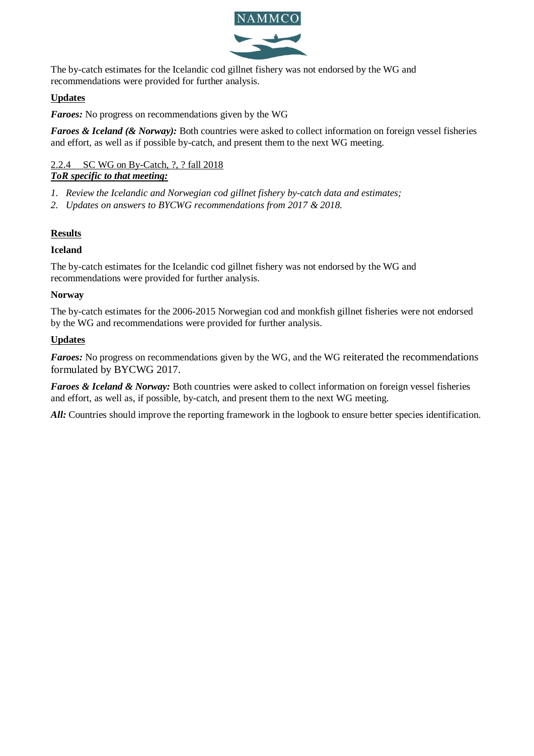The by-catch estimates for the Icelandic cod gillnet fishery was not endorsed by the WG and recommendations were provided for further analysis.

**Updates**

***Faroes:*** No progress on recommendations given by the WG

***Faroes & Iceland (& Norway):*** Both countries were asked to collect information on foreign vessel fisheries and effort, as well as if possible by-catch, and present them to the next WG meeting.

2.2.4 SC WG on By-Catch, ?, ? fall 2018

***ToR specific to that meeting:***

1. *Review the Icelandic and Norwegian cod gillnet fishery by-catch data and estimates;*
2. *Updates on answers to BYCWG recommendations from 2017 & 2018.*

**Results**

**Iceland**

The by-catch estimates for the Icelandic cod gillnet fishery was not endorsed by the WG and recommendations were provided for further analysis.

**Norway**

The by-catch estimates for the 2006-2015 Norwegian cod and monkfish gillnet fisheries were not endorsed by the WG and recommendations were provided for further analysis.

**Updates**

***Faroes:*** No progress on recommendations given by the WG, and the WG reiterated the recommendations formulated by BYCWG 2017.

***Faroes & Iceland & Norway:*** Both countries were asked to collect information on foreign vessel fisheries and effort, as well as, if possible, by-catch, and present them to the next WG meeting.

***All:*** Countries should improve the reporting framework in the logbook to ensure better species identification.